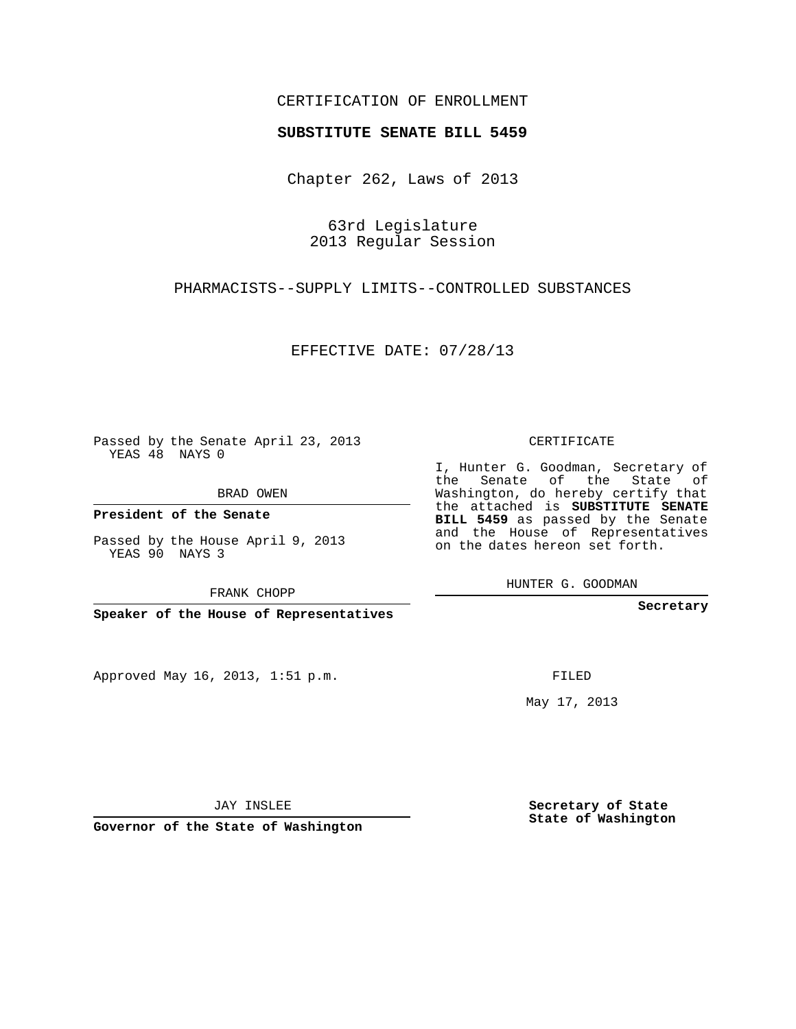CERTIFICATION OF ENROLLMENT

**SUBSTITUTE SENATE BILL 5459**

Chapter 262, Laws of 2013

63rd Legislature
2013 Regular Session

PHARMACISTS--SUPPLY LIMITS--CONTROLLED SUBSTANCES

EFFECTIVE DATE: 07/28/13

Passed by the Senate April 23, 2013
YEAS 48 NAYS 0

BRAD OWEN

**President of the Senate**

Passed by the House April 9, 2013
YEAS 90 NAYS 3

FRANK CHOPP

**Speaker of the House of Representatives**

CERTIFICATE

I, Hunter G. Goodman, Secretary of the Senate of the State of Washington, do hereby certify that the attached is **SUBSTITUTE SENATE BILL 5459** as passed by the Senate and the House of Representatives on the dates hereon set forth.

HUNTER G. GOODMAN

**Secretary**

Approved May 16, 2013, 1:51 p.m.

FILED

May 17, 2013

JAY INSLEE

**Governor of the State of Washington**

**Secretary of State**
**State of Washington**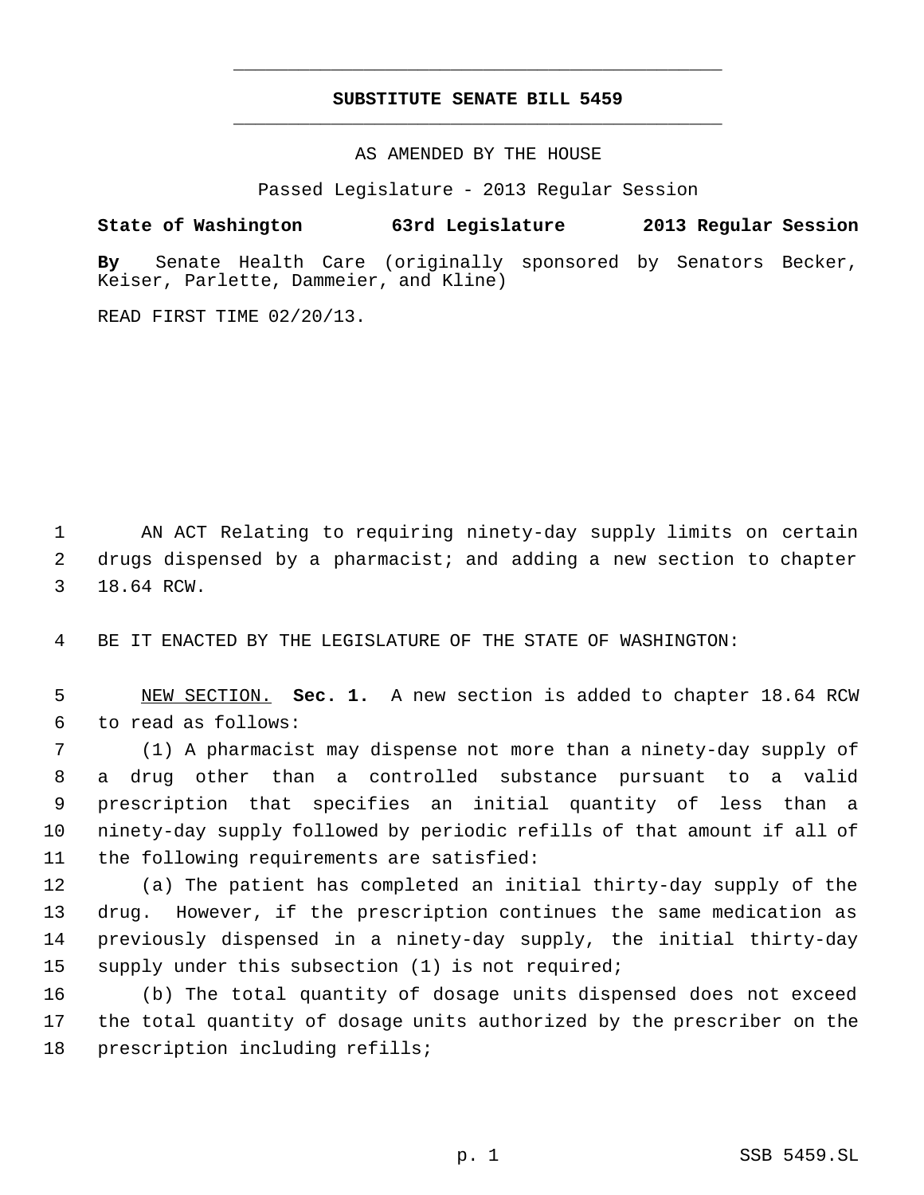# SUBSTITUTE SENATE BILL 5459

AS AMENDED BY THE HOUSE

Passed Legislature - 2013 Regular Session

**State of Washington 63rd Legislature 2013 Regular Session**

**By** Senate Health Care (originally sponsored by Senators Becker, Keiser, Parlette, Dammeier, and Kline)

READ FIRST TIME 02/20/13.

AN ACT Relating to requiring ninety-day supply limits on certain drugs dispensed by a pharmacist; and adding a new section to chapter 18.64 RCW.

BE IT ENACTED BY THE LEGISLATURE OF THE STATE OF WASHINGTON:

NEW SECTION. **Sec. 1.** A new section is added to chapter 18.64 RCW to read as follows:

(1) A pharmacist may dispense not more than a ninety-day supply of a drug other than a controlled substance pursuant to a valid prescription that specifies an initial quantity of less than a ninety-day supply followed by periodic refills of that amount if all of the following requirements are satisfied:

(a) The patient has completed an initial thirty-day supply of the drug. However, if the prescription continues the same medication as previously dispensed in a ninety-day supply, the initial thirty-day supply under this subsection (1) is not required;

(b) The total quantity of dosage units dispensed does not exceed the total quantity of dosage units authorized by the prescriber on the prescription including refills;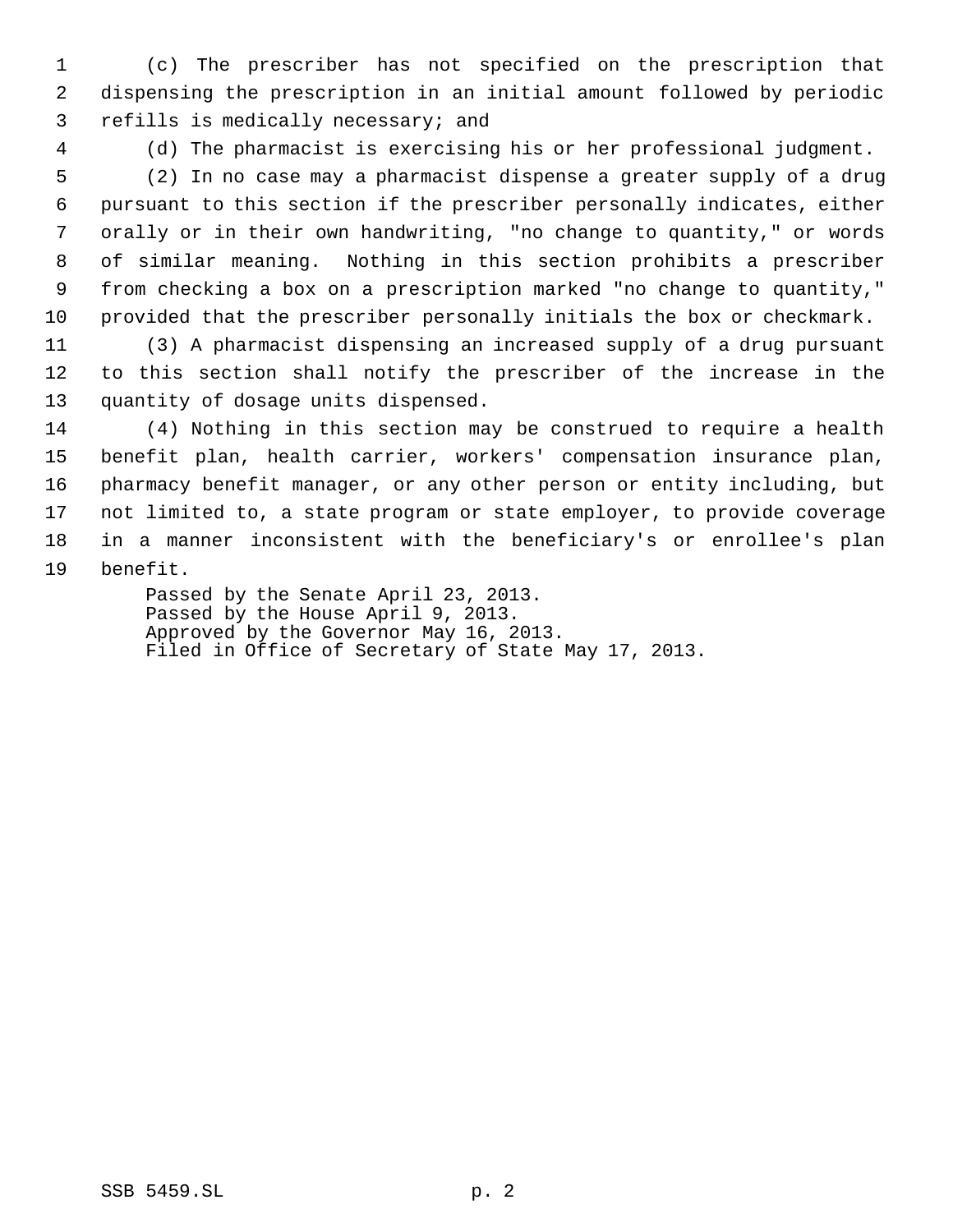(c) The prescriber has not specified on the prescription that dispensing the prescription in an initial amount followed by periodic refills is medically necessary; and

(d) The pharmacist is exercising his or her professional judgment.

(2) In no case may a pharmacist dispense a greater supply of a drug pursuant to this section if the prescriber personally indicates, either orally or in their own handwriting, "no change to quantity," or words of similar meaning. Nothing in this section prohibits a prescriber from checking a box on a prescription marked "no change to quantity," provided that the prescriber personally initials the box or checkmark.

(3) A pharmacist dispensing an increased supply of a drug pursuant to this section shall notify the prescriber of the increase in the quantity of dosage units dispensed.

(4) Nothing in this section may be construed to require a health benefit plan, health carrier, workers' compensation insurance plan, pharmacy benefit manager, or any other person or entity including, but not limited to, a state program or state employer, to provide coverage in a manner inconsistent with the beneficiary's or enrollee's plan benefit.

Passed by the Senate April 23, 2013.
Passed by the House April 9, 2013.
Approved by the Governor May 16, 2013.
Filed in Office of Secretary of State May 17, 2013.